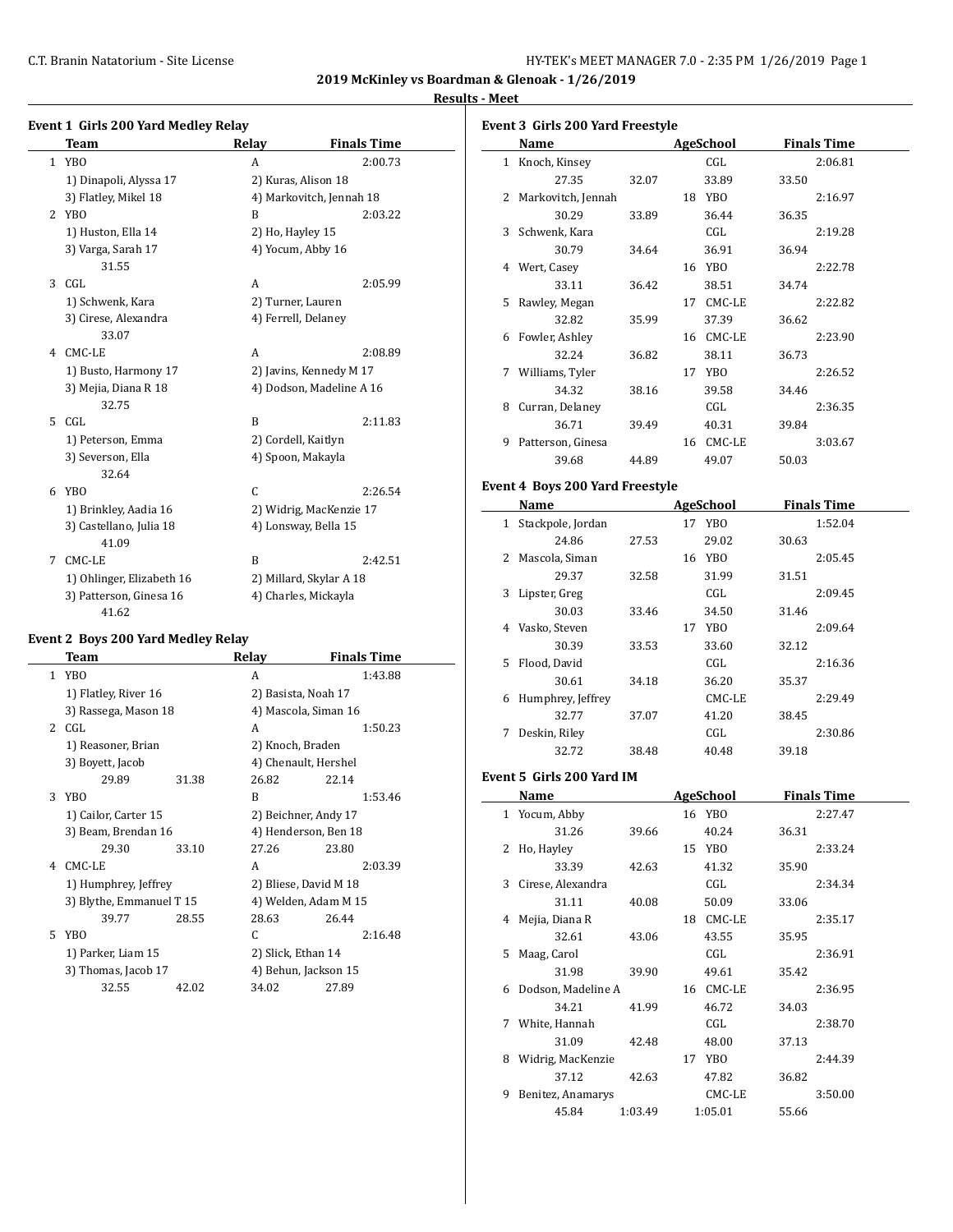# 2019 McKinley vs Boardman & Glenoak - 1/26/2019

## Results - Meet

### Event 1 Girls 200 Yard Medley Relay

| | Team | Relay | Finals Time |
|---|---|---|---|
| 1 | YBO | A | 2:00.73 |
| | 1) Dinapoli, Alyssa 17 | 2) Kuras, Alison 18 | |
| | 3) Flatley, Mikel 18 | 4) Markovitch, Jennah 18 | |
| 2 | YBO | B | 2:03.22 |
| | 1) Huston, Ella 14 | 2) Ho, Hayley 15 | |
| | 3) Varga, Sarah 17 | 4) Yocum, Abby 16 | |
| | 31.55 | | |
| 3 | CGL | A | 2:05.99 |
| | 1) Schwenk, Kara | 2) Turner, Lauren | |
| | 3) Cirese, Alexandra | 4) Ferrell, Delaney | |
| | 33.07 | | |
| 4 | CMC-LE | A | 2:08.89 |
| | 1) Busto, Harmony 17 | 2) Javins, Kennedy M 17 | |
| | 3) Mejia, Diana R 18 | 4) Dodson, Madeline A 16 | |
| | 32.75 | | |
| 5 | CGL | B | 2:11.83 |
| | 1) Peterson, Emma | 2) Cordell, Kaitlyn | |
| | 3) Severson, Ella | 4) Spoon, Makayla | |
| | 32.64 | | |
| 6 | YBO | C | 2:26.54 |
| | 1) Brinkley, Aadia 16 | 2) Widrig, MacKenzie 17 | |
| | 3) Castellano, Julia 18 | 4) Lonsway, Bella 15 | |
| | 41.09 | | |
| 7 | CMC-LE | B | 2:42.51 |
| | 1) Ohlinger, Elizabeth 16 | 2) Millard, Skylar A 18 | |
| | 3) Patterson, Ginesa 16 | 4) Charles, Mickayla | |
| | 41.62 | | |

### Event 2 Boys 200 Yard Medley Relay

| | Team | | Relay | | Finals Time |
|---|---|---|---|---|---|
| 1 | YBO | | A | | 1:43.88 |
| | 1) Flatley, River 16 | | 2) Basista, Noah 17 | | |
| | 3) Rassega, Mason 18 | | 4) Mascola, Siman 16 | | |
| 2 | CGL | | A | | 1:50.23 |
| | 1) Reasoner, Brian | | 2) Knoch, Braden | | |
| | 3) Boyett, Jacob | | 4) Chenault, Hershel | | |
| | 29.89 | 31.38 | 26.82 | 22.14 | |
| 3 | YBO | | B | | 1:53.46 |
| | 1) Cailor, Carter 15 | | 2) Beichner, Andy 17 | | |
| | 3) Beam, Brendan 16 | | 4) Henderson, Ben 18 | | |
| | 29.30 | 33.10 | 27.26 | 23.80 | |
| 4 | CMC-LE | | A | | 2:03.39 |
| | 1) Humphrey, Jeffrey | | 2) Bliese, David M 18 | | |
| | 3) Blythe, Emmanuel T 15 | | 4) Welden, Adam M 15 | | |
| | 39.77 | 28.55 | 28.63 | 26.44 | |
| 5 | YBO | | C | | 2:16.48 |
| | 1) Parker, Liam 15 | | 2) Slick, Ethan 14 | | |
| | 3) Thomas, Jacob 17 | | 4) Behun, Jackson 15 | | |
| | 32.55 | 42.02 | 34.02 | 27.89 | |

### Event 3 Girls 200 Yard Freestyle

| | Name | | Age | School | Finals Time |
|---|---|---|---|---|---|
| 1 | Knoch, Kinsey | | | CGL | 2:06.81 |
| | 27.35 | 32.07 | | 33.89 | 33.50 |
| 2 | Markovitch, Jennah | | 18 | YBO | 2:16.97 |
| | 30.29 | 33.89 | | 36.44 | 36.35 |
| 3 | Schwenk, Kara | | | CGL | 2:19.28 |
| | 30.79 | 34.64 | | 36.91 | 36.94 |
| 4 | Wert, Casey | | 16 | YBO | 2:22.78 |
| | 33.11 | 36.42 | | 38.51 | 34.74 |
| 5 | Rawley, Megan | | 17 | CMC-LE | 2:22.82 |
| | 32.82 | 35.99 | | 37.39 | 36.62 |
| 6 | Fowler, Ashley | | 16 | CMC-LE | 2:23.90 |
| | 32.24 | 36.82 | | 38.11 | 36.73 |
| 7 | Williams, Tyler | | 17 | YBO | 2:26.52 |
| | 34.32 | 38.16 | | 39.58 | 34.46 |
| 8 | Curran, Delaney | | | CGL | 2:36.35 |
| | 36.71 | 39.49 | | 40.31 | 39.84 |
| 9 | Patterson, Ginesa | | 16 | CMC-LE | 3:03.67 |
| | 39.68 | 44.89 | | 49.07 | 50.03 |

### Event 4 Boys 200 Yard Freestyle

| | Name | | Age | School | Finals Time |
|---|---|---|---|---|---|
| 1 | Stackpole, Jordan | | 17 | YBO | 1:52.04 |
| | 24.86 | 27.53 | | 29.02 | 30.63 |
| 2 | Mascola, Siman | | 16 | YBO | 2:05.45 |
| | 29.37 | 32.58 | | 31.99 | 31.51 |
| 3 | Lipster, Greg | | | CGL | 2:09.45 |
| | 30.03 | 33.46 | | 34.50 | 31.46 |
| 4 | Vasko, Steven | | 17 | YBO | 2:09.64 |
| | 30.39 | 33.53 | | 33.60 | 32.12 |
| 5 | Flood, David | | | CGL | 2:16.36 |
| | 30.61 | 34.18 | | 36.20 | 35.37 |
| 6 | Humphrey, Jeffrey | | | CMC-LE | 2:29.49 |
| | 32.77 | 37.07 | | 41.20 | 38.45 |
| 7 | Deskin, Riley | | | CGL | 2:30.86 |
| | 32.72 | 38.48 | | 40.48 | 39.18 |

### Event 5 Girls 200 Yard IM

| | Name | | Age | School | Finals Time |
|---|---|---|---|---|---|
| 1 | Yocum, Abby | | 16 | YBO | 2:27.47 |
| | 31.26 | 39.66 | | 40.24 | 36.31 |
| 2 | Ho, Hayley | | 15 | YBO | 2:33.24 |
| | 33.39 | 42.63 | | 41.32 | 35.90 |
| 3 | Cirese, Alexandra | | | CGL | 2:34.34 |
| | 31.11 | 40.08 | | 50.09 | 33.06 |
| 4 | Mejia, Diana R | | 18 | CMC-LE | 2:35.17 |
| | 32.61 | 43.06 | | 43.55 | 35.95 |
| 5 | Maag, Carol | | | CGL | 2:36.91 |
| | 31.98 | 39.90 | | 49.61 | 35.42 |
| 6 | Dodson, Madeline A | | 16 | CMC-LE | 2:36.95 |
| | 34.21 | 41.99 | | 46.72 | 34.03 |
| 7 | White, Hannah | | | CGL | 2:38.70 |
| | 31.09 | 42.48 | | 48.00 | 37.13 |
| 8 | Widrig, MacKenzie | | 17 | YBO | 2:44.39 |
| | 37.12 | 42.63 | | 47.82 | 36.82 |
| 9 | Benitez, Anamarys | | | CMC-LE | 3:50.00 |
| | 45.84 | 1:03.49 | | 1:05.01 | 55.66 |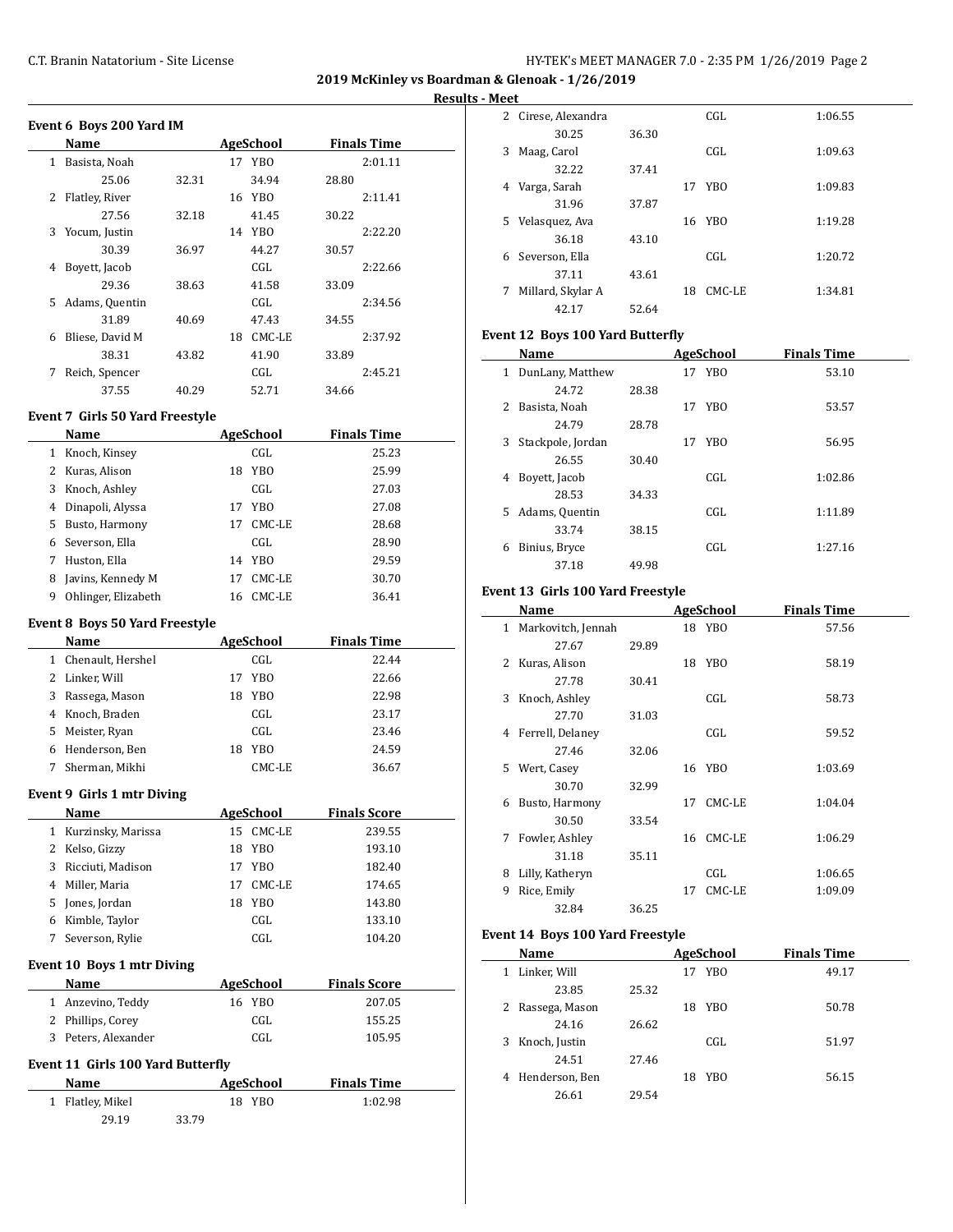**2019 McKinley vs Boardman & Glenoak - 1/26/2019**

**Results - Meet**

### Event 6 Boys 200 Yard IM

| | Name | Age | School | Finals Time |
|---|---|---|---|---|
| 1 | Basista, Noah | 17 | YBO | 2:01.11 |
| | 25.06 32.31 34.94 28.80 | | | |
| 2 | Flatley, River | 16 | YBO | 2:11.41 |
| | 27.56 32.18 41.45 30.22 | | | |
| 3 | Yocum, Justin | 14 | YBO | 2:22.20 |
| | 30.39 36.97 44.27 30.57 | | | |
| 4 | Boyett, Jacob | | CGL | 2:22.66 |
| | 29.36 38.63 41.58 33.09 | | | |
| 5 | Adams, Quentin | | CGL | 2:34.56 |
| | 31.89 40.69 47.43 34.55 | | | |
| 6 | Bliese, David M | 18 | CMC-LE | 2:37.92 |
| | 38.31 43.82 41.90 33.89 | | | |
| 7 | Reich, Spencer | | CGL | 2:45.21 |
| | 37.55 40.29 52.71 34.66 | | | |

### Event 7 Girls 50 Yard Freestyle

| | Name | Age | School | Finals Time |
|---|---|---|---|---|
| 1 | Knoch, Kinsey | | CGL | 25.23 |
| 2 | Kuras, Alison | 18 | YBO | 25.99 |
| 3 | Knoch, Ashley | | CGL | 27.03 |
| 4 | Dinapoli, Alyssa | 17 | YBO | 27.08 |
| 5 | Busto, Harmony | 17 | CMC-LE | 28.68 |
| 6 | Severson, Ella | | CGL | 28.90 |
| 7 | Huston, Ella | 14 | YBO | 29.59 |
| 8 | Javins, Kennedy M | 17 | CMC-LE | 30.70 |
| 9 | Ohlinger, Elizabeth | 16 | CMC-LE | 36.41 |

### Event 8 Boys 50 Yard Freestyle

| | Name | Age | School | Finals Time |
|---|---|---|---|---|
| 1 | Chenault, Hershel | | CGL | 22.44 |
| 2 | Linker, Will | 17 | YBO | 22.66 |
| 3 | Rassega, Mason | 18 | YBO | 22.98 |
| 4 | Knoch, Braden | | CGL | 23.17 |
| 5 | Meister, Ryan | | CGL | 23.46 |
| 6 | Henderson, Ben | 18 | YBO | 24.59 |
| 7 | Sherman, Mikhi | | CMC-LE | 36.67 |

### Event 9 Girls 1 mtr Diving

| | Name | Age | School | Finals Score |
|---|---|---|---|---|
| 1 | Kurzinsky, Marissa | 15 | CMC-LE | 239.55 |
| 2 | Kelso, Gizzy | 18 | YBO | 193.10 |
| 3 | Ricciuti, Madison | 17 | YBO | 182.40 |
| 4 | Miller, Maria | 17 | CMC-LE | 174.65 |
| 5 | Jones, Jordan | 18 | YBO | 143.80 |
| 6 | Kimble, Taylor | | CGL | 133.10 |
| 7 | Severson, Rylie | | CGL | 104.20 |

### Event 10 Boys 1 mtr Diving

| | Name | Age | School | Finals Score |
|---|---|---|---|---|
| 1 | Anzevino, Teddy | 16 | YBO | 207.05 |
| 2 | Phillips, Corey | | CGL | 155.25 |
| 3 | Peters, Alexander | | CGL | 105.95 |

### Event 11 Girls 100 Yard Butterfly

| | Name | Age | School | Finals Time |
|---|---|---|---|---|
| 1 | Flatley, Mikel | 18 | YBO | 1:02.98 |
| | 29.19 33.79 | | | |
| 2 | Cirese, Alexandra | | CGL | 1:06.55 |
| | 30.25 36.30 | | | |
| 3 | Maag, Carol | | CGL | 1:09.63 |
| | 32.22 37.41 | | | |
| 4 | Varga, Sarah | 17 | YBO | 1:09.83 |
| | 31.96 37.87 | | | |
| 5 | Velasquez, Ava | 16 | YBO | 1:19.28 |
| | 36.18 43.10 | | | |
| 6 | Severson, Ella | | CGL | 1:20.72 |
| | 37.11 43.61 | | | |
| 7 | Millard, Skylar A | 18 | CMC-LE | 1:34.81 |
| | 42.17 52.64 | | | |

### Event 12 Boys 100 Yard Butterfly

| | Name | Age | School | Finals Time |
|---|---|---|---|---|
| 1 | DunLany, Matthew | 17 | YBO | 53.10 |
| | 24.72 28.38 | | | |
| 2 | Basista, Noah | 17 | YBO | 53.57 |
| | 24.79 28.78 | | | |
| 3 | Stackpole, Jordan | 17 | YBO | 56.95 |
| | 26.55 30.40 | | | |
| 4 | Boyett, Jacob | | CGL | 1:02.86 |
| | 28.53 34.33 | | | |
| 5 | Adams, Quentin | | CGL | 1:11.89 |
| | 33.74 38.15 | | | |
| 6 | Binius, Bryce | | CGL | 1:27.16 |
| | 37.18 49.98 | | | |

### Event 13 Girls 100 Yard Freestyle

| | Name | Age | School | Finals Time |
|---|---|---|---|---|
| 1 | Markovitch, Jennah | 18 | YBO | 57.56 |
| | 27.67 29.89 | | | |
| 2 | Kuras, Alison | 18 | YBO | 58.19 |
| | 27.78 30.41 | | | |
| 3 | Knoch, Ashley | | CGL | 58.73 |
| | 27.70 31.03 | | | |
| 4 | Ferrell, Delaney | | CGL | 59.52 |
| | 27.46 32.06 | | | |
| 5 | Wert, Casey | 16 | YBO | 1:03.69 |
| | 30.70 32.99 | | | |
| 6 | Busto, Harmony | 17 | CMC-LE | 1:04.04 |
| | 30.50 33.54 | | | |
| 7 | Fowler, Ashley | 16 | CMC-LE | 1:06.29 |
| | 31.18 35.11 | | | |
| 8 | Lilly, Katheryn | | CGL | 1:06.65 |
| 9 | Rice, Emily | 17 | CMC-LE | 1:09.09 |
| | 32.84 36.25 | | | |

### Event 14 Boys 100 Yard Freestyle

| | Name | Age | School | Finals Time |
|---|---|---|---|---|
| 1 | Linker, Will | 17 | YBO | 49.17 |
| | 23.85 25.32 | | | |
| 2 | Rassega, Mason | 18 | YBO | 50.78 |
| | 24.16 26.62 | | | |
| 3 | Knoch, Justin | | CGL | 51.97 |
| | 24.51 27.46 | | | |
| 4 | Henderson, Ben | 18 | YBO | 56.15 |
| | 26.61 29.54 | | | |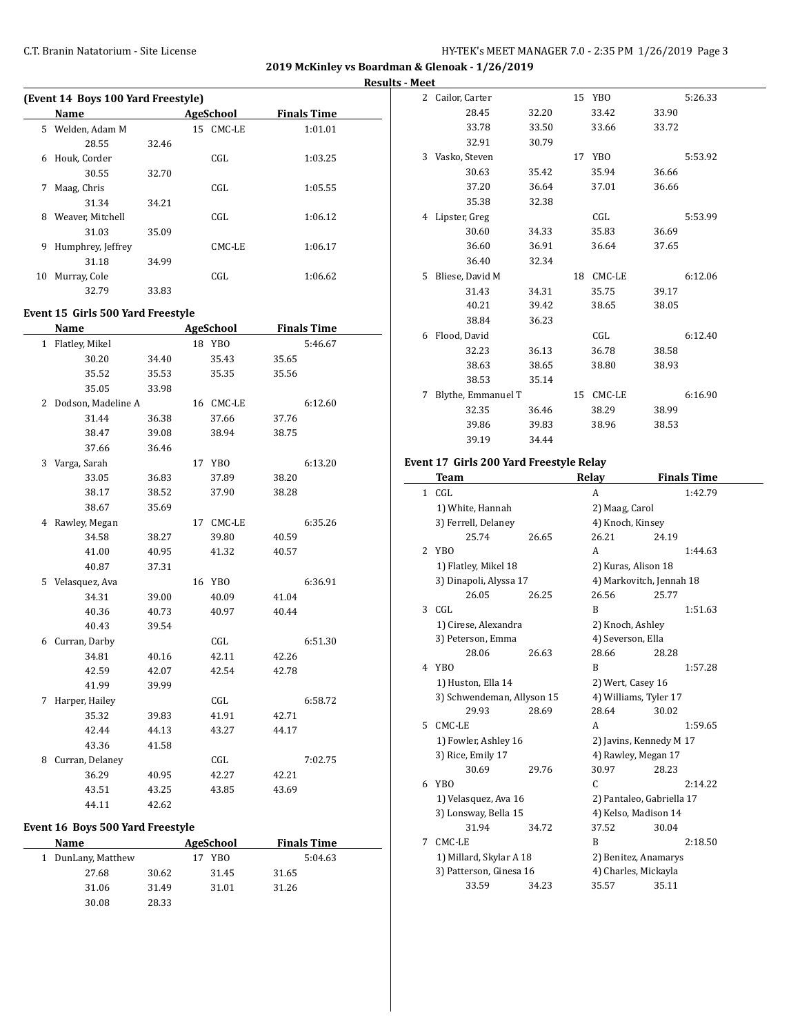## 2019 McKinley vs Boardman & Glenoak - 1/26/2019

### Results - Meet

#### (Event 14 Boys 100 Yard Freestyle)

| | Name | Age | School | Finals Time |
|---|---|---|---|---|
| 5 | Welden, Adam M | 15 | CMC-LE | 1:01.01 |
| | 28.55 32.46 | | | |
| 6 | Houk, Corder | | CGL | 1:03.25 |
| | 30.55 32.70 | | | |
| 7 | Maag, Chris | | CGL | 1:05.55 |
| | 31.34 34.21 | | | |
| 8 | Weaver, Mitchell | | CGL | 1:06.12 |
| | 31.03 35.09 | | | |
| 9 | Humphrey, Jeffrey | | CMC-LE | 1:06.17 |
| | 31.18 34.99 | | | |
| 10 | Murray, Cole | | CGL | 1:06.62 |
| | 32.79 33.83 | | | |

#### Event 15 Girls 500 Yard Freestyle

| | Name | Age | School | Finals Time |
|---|---|---|---|---|
| 1 | Flatley, Mikel | 18 | YBO | 5:46.67 |
| | 30.20 34.40 35.43 35.65 35.52 35.53 35.35 35.56 35.05 33.98 | | | |
| 2 | Dodson, Madeline A | 16 | CMC-LE | 6:12.60 |
| | 31.44 36.38 37.66 37.76 38.47 39.08 38.94 38.75 37.66 36.46 | | | |
| 3 | Varga, Sarah | 17 | YBO | 6:13.20 |
| | 33.05 36.83 37.89 38.20 38.17 38.52 37.90 38.28 38.67 35.69 | | | |
| 4 | Rawley, Megan | 17 | CMC-LE | 6:35.26 |
| | 34.58 38.27 39.80 40.59 41.00 40.95 41.32 40.57 40.87 37.31 | | | |
| 5 | Velasquez, Ava | 16 | YBO | 6:36.91 |
| | 34.31 39.00 40.09 41.04 40.36 40.73 40.97 40.44 40.43 39.54 | | | |
| 6 | Curran, Darby | | CGL | 6:51.30 |
| | 34.81 40.16 42.11 42.26 42.59 42.07 42.54 42.78 41.99 39.99 | | | |
| 7 | Harper, Hailey | | CGL | 6:58.72 |
| | 35.32 39.83 41.91 42.71 42.44 44.13 43.27 44.17 43.36 41.58 | | | |
| 8 | Curran, Delaney | | CGL | 7:02.75 |
| | 36.29 40.95 42.27 42.21 43.51 43.25 43.85 43.69 44.11 42.62 | | | |

#### Event 16 Boys 500 Yard Freestyle

| | Name | Age | School | Finals Time |
|---|---|---|---|---|
| 1 | DunLany, Matthew | 17 | YBO | 5:04.63 |
| | 27.68 30.62 31.45 31.65 31.06 31.49 31.01 31.26 30.08 28.33 | | | |
| 2 | Cailor, Carter | 15 | YBO | 5:26.33 |
| | 28.45 32.20 33.42 33.90 33.78 33.50 33.66 33.72 32.91 30.79 | | | |
| 3 | Vasko, Steven | 17 | YBO | 5:53.92 |
| | 30.63 35.42 35.94 36.66 37.20 36.64 37.01 36.66 35.38 32.38 | | | |
| 4 | Lipster, Greg | | CGL | 5:53.99 |
| | 30.60 34.33 35.83 36.69 36.60 36.91 36.64 37.65 36.40 32.34 | | | |
| 5 | Bliese, David M | 18 | CMC-LE | 6:12.06 |
| | 31.43 34.31 35.75 39.17 40.21 39.42 38.65 38.05 38.84 36.23 | | | |
| 6 | Flood, David | | CGL | 6:12.40 |
| | 32.23 36.13 36.78 38.58 38.63 38.65 38.80 38.93 38.53 35.14 | | | |
| 7 | Blythe, Emmanuel T | 15 | CMC-LE | 6:16.90 |
| | 32.35 36.46 38.29 38.99 39.86 39.83 38.96 38.53 39.19 34.44 | | | |

#### Event 17 Girls 200 Yard Freestyle Relay

| | Team | Relay | Finals Time |
|---|---|---|---|
| 1 | CGL | A | 1:42.79 |
| | 1) White, Hannah; 2) Maag, Carol; 3) Ferrell, Delaney; 4) Knoch, Kinsey | | |
| | 25.74 26.65 26.21 24.19 | | |
| 2 | YBO | A | 1:44.63 |
| | 1) Flatley, Mikel 18; 2) Kuras, Alison 18; 3) Dinapoli, Alyssa 17; 4) Markovitch, Jennah 18 | | |
| | 26.05 26.25 26.56 25.77 | | |
| 3 | CGL | B | 1:51.63 |
| | 1) Cirese, Alexandra; 2) Knoch, Ashley; 3) Peterson, Emma; 4) Severson, Ella | | |
| | 28.06 26.63 28.66 28.28 | | |
| 4 | YBO | B | 1:57.28 |
| | 1) Huston, Ella 14; 2) Wert, Casey 16; 3) Schwendeman, Allyson 15; 4) Williams, Tyler 17 | | |
| | 29.93 28.69 28.64 30.02 | | |
| 5 | CMC-LE | A | 1:59.65 |
| | 1) Fowler, Ashley 16; 2) Javins, Kennedy M 17; 3) Rice, Emily 17; 4) Rawley, Megan 17 | | |
| | 30.69 29.76 30.97 28.23 | | |
| 6 | YBO | C | 2:14.22 |
| | 1) Velasquez, Ava 16; 2) Pantaleo, Gabriella 17; 3) Lonsway, Bella 15; 4) Kelso, Madison 14 | | |
| | 31.94 34.72 37.52 30.04 | | |
| 7 | CMC-LE | B | 2:18.50 |
| | 1) Millard, Skylar A 18; 2) Benitez, Anamarys; 3) Patterson, Ginesa 16; 4) Charles, Mickayla | | |
| | 33.59 34.23 35.57 35.11 | | |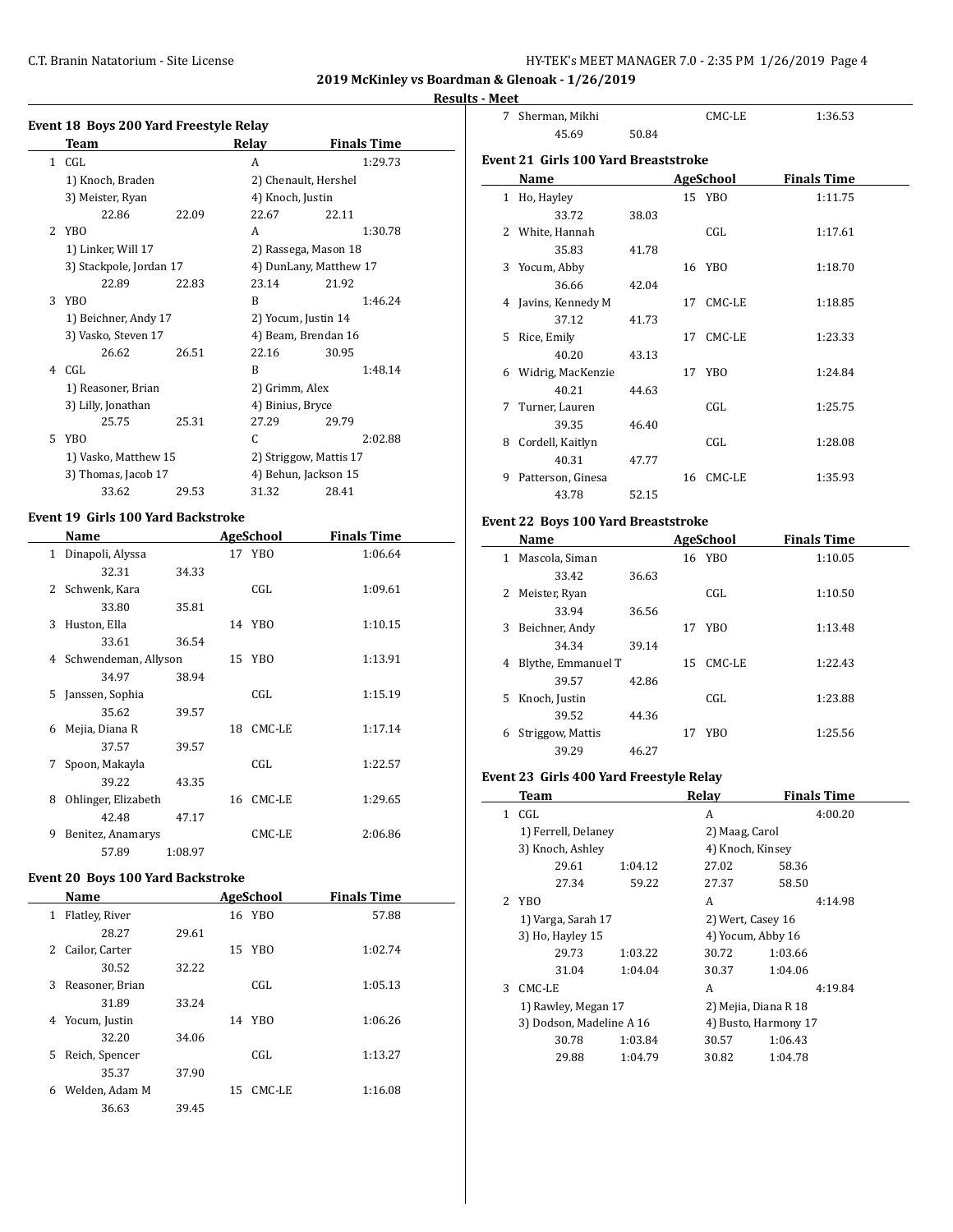## 2019 McKinley vs Boardman & Glenoak - 1/26/2019

### Results - Meet

#### Event 18 Boys 200 Yard Freestyle Relay

| | Team | | Relay | Finals Time |
|---|---|---|---|---|
| 1 | CGL | | A | 1:29.73 |
| | 1) Knoch, Braden | | 2) Chenault, Hershel | |
| | 3) Meister, Ryan | | 4) Knoch, Justin | |
| | 22.86 | 22.09 | 22.67 | 22.11 |
| 2 | YBO | | A | 1:30.78 |
| | 1) Linker, Will 17 | | 2) Rassega, Mason 18 | |
| | 3) Stackpole, Jordan 17 | | 4) DunLany, Matthew 17 | |
| | 22.89 | 22.83 | 23.14 | 21.92 |
| 3 | YBO | | B | 1:46.24 |
| | 1) Beichner, Andy 17 | | 2) Yocum, Justin 14 | |
| | 3) Vasko, Steven 17 | | 4) Beam, Brendan 16 | |
| | 26.62 | 26.51 | 22.16 | 30.95 |
| 4 | CGL | | B | 1:48.14 |
| | 1) Reasoner, Brian | | 2) Grimm, Alex | |
| | 3) Lilly, Jonathan | | 4) Binius, Bryce | |
| | 25.75 | 25.31 | 27.29 | 29.79 |
| 5 | YBO | | C | 2:02.88 |
| | 1) Vasko, Matthew 15 | | 2) Striggow, Mattis 17 | |
| | 3) Thomas, Jacob 17 | | 4) Behun, Jackson 15 | |
| | 33.62 | 29.53 | 31.32 | 28.41 |

#### Event 19 Girls 100 Yard Backstroke

| | Name | | Age | School | Finals Time |
|---|---|---|---|---|---|
| 1 | Dinapoli, Alyssa | | 17 | YBO | 1:06.64 |
| | 32.31 | 34.33 | | | |
| 2 | Schwenk, Kara | | | CGL | 1:09.61 |
| | 33.80 | 35.81 | | | |
| 3 | Huston, Ella | | 14 | YBO | 1:10.15 |
| | 33.61 | 36.54 | | | |
| 4 | Schwendeman, Allyson | | 15 | YBO | 1:13.91 |
| | 34.97 | 38.94 | | | |
| 5 | Janssen, Sophia | | | CGL | 1:15.19 |
| | 35.62 | 39.57 | | | |
| 6 | Mejia, Diana R | | 18 | CMC-LE | 1:17.14 |
| | 37.57 | 39.57 | | | |
| 7 | Spoon, Makayla | | | CGL | 1:22.57 |
| | 39.22 | 43.35 | | | |
| 8 | Ohlinger, Elizabeth | | 16 | CMC-LE | 1:29.65 |
| | 42.48 | 47.17 | | | |
| 9 | Benitez, Anamarys | | | CMC-LE | 2:06.86 |
| | 57.89 | 1:08.97 | | | |

#### Event 20 Boys 100 Yard Backstroke

| | Name | | Age | School | Finals Time |
|---|---|---|---|---|---|
| 1 | Flatley, River | | 16 | YBO | 57.88 |
| | 28.27 | 29.61 | | | |
| 2 | Cailor, Carter | | 15 | YBO | 1:02.74 |
| | 30.52 | 32.22 | | | |
| 3 | Reasoner, Brian | | | CGL | 1:05.13 |
| | 31.89 | 33.24 | | | |
| 4 | Yocum, Justin | | 14 | YBO | 1:06.26 |
| | 32.20 | 34.06 | | | |
| 5 | Reich, Spencer | | | CGL | 1:13.27 |
| | 35.37 | 37.90 | | | |
| 6 | Welden, Adam M | | 15 | CMC-LE | 1:16.08 |
| | 36.63 | 39.45 | | | |
| 7 | Sherman, Mikhi | | | CMC-LE | 1:36.53 |
| | 45.69 | 50.84 | | | |

#### Event 21 Girls 100 Yard Breaststroke

| | Name | | Age | School | Finals Time |
|---|---|---|---|---|---|
| 1 | Ho, Hayley | | 15 | YBO | 1:11.75 |
| | 33.72 | 38.03 | | | |
| 2 | White, Hannah | | | CGL | 1:17.61 |
| | 35.83 | 41.78 | | | |
| 3 | Yocum, Abby | | 16 | YBO | 1:18.70 |
| | 36.66 | 42.04 | | | |
| 4 | Javins, Kennedy M | | 17 | CMC-LE | 1:18.85 |
| | 37.12 | 41.73 | | | |
| 5 | Rice, Emily | | 17 | CMC-LE | 1:23.33 |
| | 40.20 | 43.13 | | | |
| 6 | Widrig, MacKenzie | | 17 | YBO | 1:24.84 |
| | 40.21 | 44.63 | | | |
| 7 | Turner, Lauren | | | CGL | 1:25.75 |
| | 39.35 | 46.40 | | | |
| 8 | Cordell, Kaitlyn | | | CGL | 1:28.08 |
| | 40.31 | 47.77 | | | |
| 9 | Patterson, Ginesa | | 16 | CMC-LE | 1:35.93 |
| | 43.78 | 52.15 | | | |

#### Event 22 Boys 100 Yard Breaststroke

| | Name | | Age | School | Finals Time |
|---|---|---|---|---|---|
| 1 | Mascola, Siman | | 16 | YBO | 1:10.05 |
| | 33.42 | 36.63 | | | |
| 2 | Meister, Ryan | | | CGL | 1:10.50 |
| | 33.94 | 36.56 | | | |
| 3 | Beichner, Andy | | 17 | YBO | 1:13.48 |
| | 34.34 | 39.14 | | | |
| 4 | Blythe, Emmanuel T | | 15 | CMC-LE | 1:22.43 |
| | 39.57 | 42.86 | | | |
| 5 | Knoch, Justin | | | CGL | 1:23.88 |
| | 39.52 | 44.36 | | | |
| 6 | Striggow, Mattis | | 17 | YBO | 1:25.56 |
| | 39.29 | 46.27 | | | |

#### Event 23 Girls 400 Yard Freestyle Relay

| | Team | | Relay | Finals Time |
|---|---|---|---|---|
| 1 | CGL | | A | 4:00.20 |
| | 1) Ferrell, Delaney | | 2) Maag, Carol | |
| | 3) Knoch, Ashley | | 4) Knoch, Kinsey | |
| | 29.61 | 1:04.12 | 27.02 | 58.36 |
| | 27.34 | 59.22 | 27.37 | 58.50 |
| 2 | YBO | | A | 4:14.98 |
| | 1) Varga, Sarah 17 | | 2) Wert, Casey 16 | |
| | 3) Ho, Hayley 15 | | 4) Yocum, Abby 16 | |
| | 29.73 | 1:03.22 | 30.72 | 1:03.66 |
| | 31.04 | 1:04.04 | 30.37 | 1:04.06 |
| 3 | CMC-LE | | A | 4:19.84 |
| | 1) Rawley, Megan 17 | | 2) Mejia, Diana R 18 | |
| | 3) Dodson, Madeline A 16 | | 4) Busto, Harmony 17 | |
| | 30.78 | 1:03.84 | 30.57 | 1:06.43 |
| | 29.88 | 1:04.79 | 30.82 | 1:04.78 |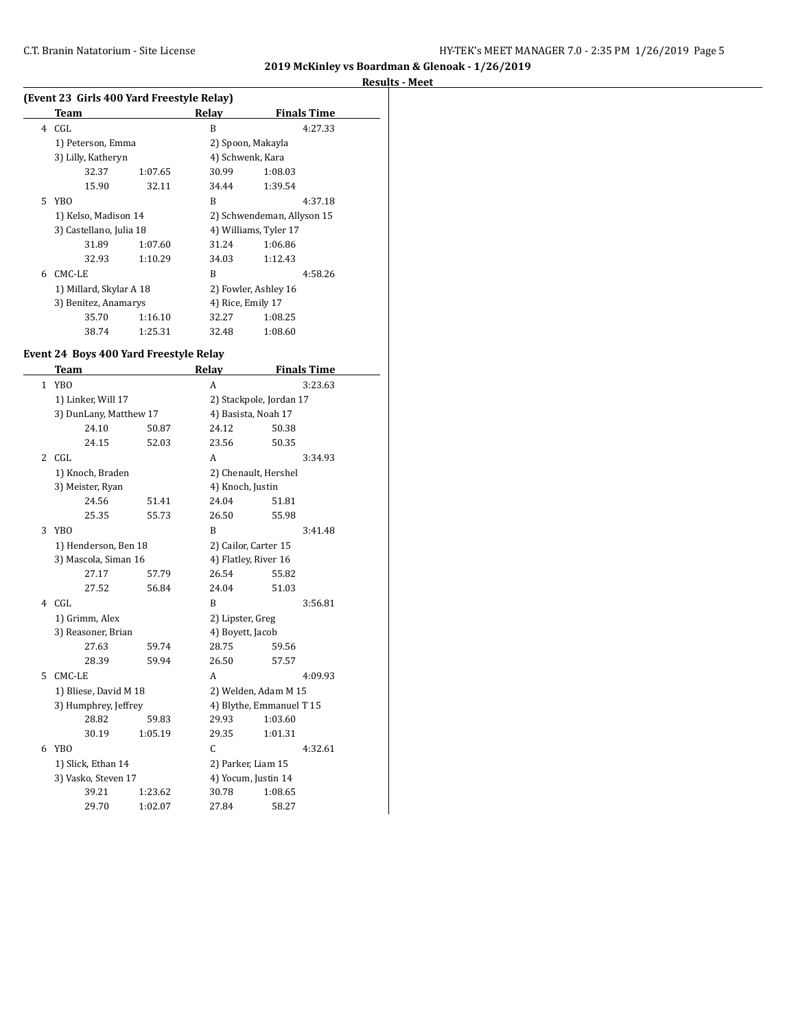## 2019 McKinley vs Boardman & Glenoak - 1/26/2019

**Results - Meet**

### (Event 23 Girls 400 Yard Freestyle Relay)

| | Team | | Relay | Finals Time |
|---|---|---|---|---|
| 4 | CGL | | B | 4:27.33 |
| | 1) Peterson, Emma | | 2) Spoon, Makayla | |
| | 3) Lilly, Katheryn | | 4) Schwenk, Kara | |
| | 32.37 | 1:07.65 | 30.99 | 1:08.03 |
| | 15.90 | 32.11 | 34.44 | 1:39.54 |
| 5 | YBO | | B | 4:37.18 |
| | 1) Kelso, Madison 14 | | 2) Schwendeman, Allyson 15 | |
| | 3) Castellano, Julia 18 | | 4) Williams, Tyler 17 | |
| | 31.89 | 1:07.60 | 31.24 | 1:06.86 |
| | 32.93 | 1:10.29 | 34.03 | 1:12.43 |
| 6 | CMC-LE | | B | 4:58.26 |
| | 1) Millard, Skylar A 18 | | 2) Fowler, Ashley 16 | |
| | 3) Benitez, Anamarys | | 4) Rice, Emily 17 | |
| | 35.70 | 1:16.10 | 32.27 | 1:08.25 |
| | 38.74 | 1:25.31 | 32.48 | 1:08.60 |

### Event 24 Boys 400 Yard Freestyle Relay

| | Team | | Relay | Finals Time |
|---|---|---|---|---|
| 1 | YBO | | A | 3:23.63 |
| | 1) Linker, Will 17 | | 2) Stackpole, Jordan 17 | |
| | 3) DunLany, Matthew 17 | | 4) Basista, Noah 17 | |
| | 24.10 | 50.87 | 24.12 | 50.38 |
| | 24.15 | 52.03 | 23.56 | 50.35 |
| 2 | CGL | | A | 3:34.93 |
| | 1) Knoch, Braden | | 2) Chenault, Hershel | |
| | 3) Meister, Ryan | | 4) Knoch, Justin | |
| | 24.56 | 51.41 | 24.04 | 51.81 |
| | 25.35 | 55.73 | 26.50 | 55.98 |
| 3 | YBO | | B | 3:41.48 |
| | 1) Henderson, Ben 18 | | 2) Cailor, Carter 15 | |
| | 3) Mascola, Siman 16 | | 4) Flatley, River 16 | |
| | 27.17 | 57.79 | 26.54 | 55.82 |
| | 27.52 | 56.84 | 24.04 | 51.03 |
| 4 | CGL | | B | 3:56.81 |
| | 1) Grimm, Alex | | 2) Lipster, Greg | |
| | 3) Reasoner, Brian | | 4) Boyett, Jacob | |
| | 27.63 | 59.74 | 28.75 | 59.56 |
| | 28.39 | 59.94 | 26.50 | 57.57 |
| 5 | CMC-LE | | A | 4:09.93 |
| | 1) Bliese, David M 18 | | 2) Welden, Adam M 15 | |
| | 3) Humphrey, Jeffrey | | 4) Blythe, Emmanuel T 15 | |
| | 28.82 | 59.83 | 29.93 | 1:03.60 |
| | 30.19 | 1:05.19 | 29.35 | 1:01.31 |
| 6 | YBO | | C | 4:32.61 |
| | 1) Slick, Ethan 14 | | 2) Parker, Liam 15 | |
| | 3) Vasko, Steven 17 | | 4) Yocum, Justin 14 | |
| | 39.21 | 1:23.62 | 30.78 | 1:08.65 |
| | 29.70 | 1:02.07 | 27.84 | 58.27 |